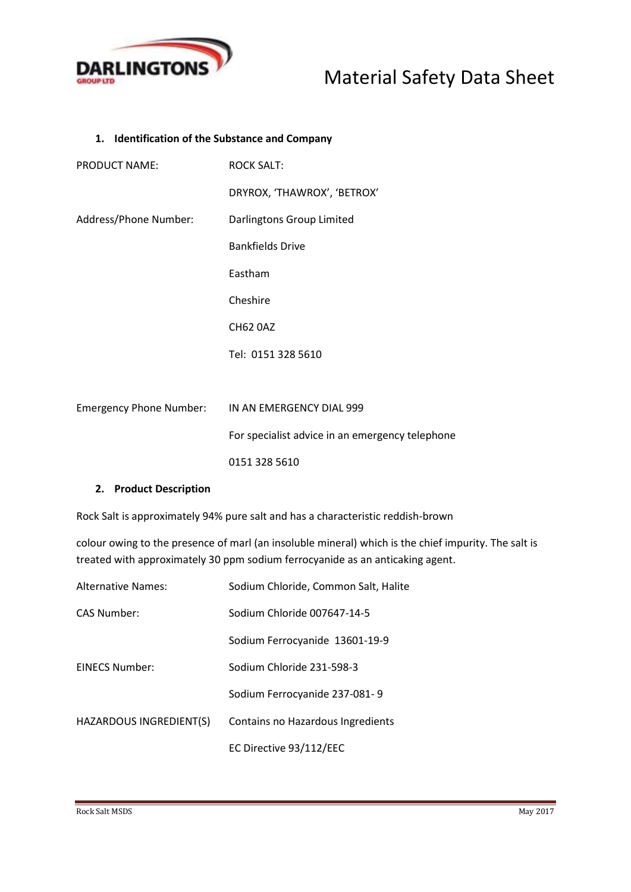DARLINGTONS GROUP LTD

# Material Safety Data Sheet

## 1. Identification of the Substance and Company

| | |
|---|---|
| PRODUCT NAME: | ROCK SALT: |
| | DRYROX, 'THAWROX', 'BETROX' |
| Address/Phone Number: | Darlingtons Group Limited |
| | Bankfields Drive |
| | Eastham |
| | Cheshire |
| | CH62 0AZ |
| | Tel: 0151 328 5610 |
| Emergency Phone Number: | IN AN EMERGENCY DIAL 999 |
| | For specialist advice in an emergency telephone |
| | 0151 328 5610 |

## 2. Product Description

Rock Salt is approximately 94% pure salt and has a characteristic reddish-brown

colour owing to the presence of marl (an insoluble mineral) which is the chief impurity. The salt is treated with approximately 30 ppm sodium ferrocyanide as an anticaking agent.

| | |
|---|---|
| Alternative Names: | Sodium Chloride, Common Salt, Halite |
| CAS Number: | Sodium Chloride 007647-14-5 |
| | Sodium Ferrocyanide 13601-19-9 |
| EINECS Number: | Sodium Chloride 231-598-3 |
| | Sodium Ferrocyanide 237-081- 9 |
| HAZARDOUS INGREDIENT(S) | Contains no Hazardous Ingredients |
| | EC Directive 93/112/EEC |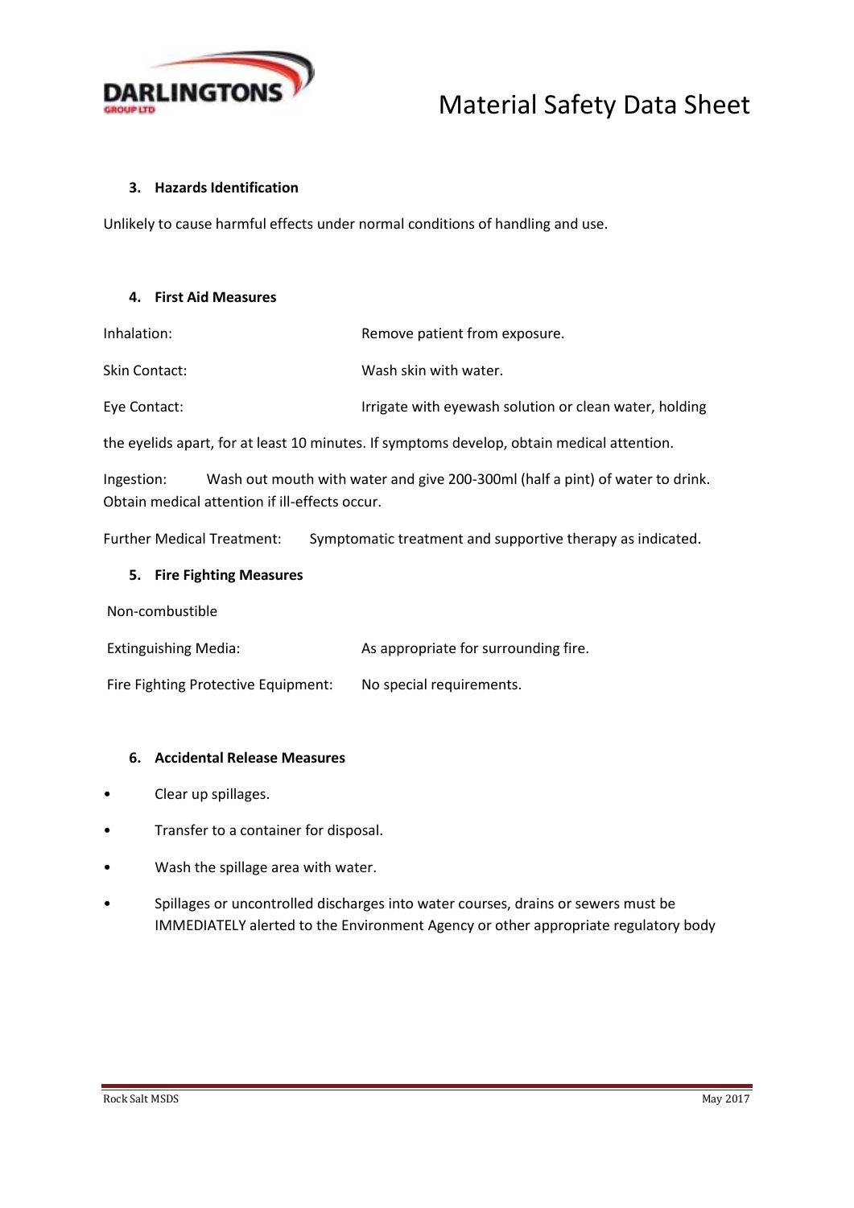## 3. Hazards Identification

Unlikely to cause harmful effects under normal conditions of handling and use.

## 4. First Aid Measures

Inhalation: Remove patient from exposure.

Skin Contact: Wash skin with water.

Eye Contact: Irrigate with eyewash solution or clean water, holding the eyelids apart, for at least 10 minutes. If symptoms develop, obtain medical attention.

Ingestion: Wash out mouth with water and give 200-300ml (half a pint) of water to drink. Obtain medical attention if ill-effects occur.

Further Medical Treatment: Symptomatic treatment and supportive therapy as indicated.

## 5. Fire Fighting Measures

Non-combustible

Extinguishing Media: As appropriate for surrounding fire.

Fire Fighting Protective Equipment: No special requirements.

## 6. Accidental Release Measures

- Clear up spillages.
- Transfer to a container for disposal.
- Wash the spillage area with water.
- Spillages or uncontrolled discharges into water courses, drains or sewers must be IMMEDIATELY alerted to the Environment Agency or other appropriate regulatory body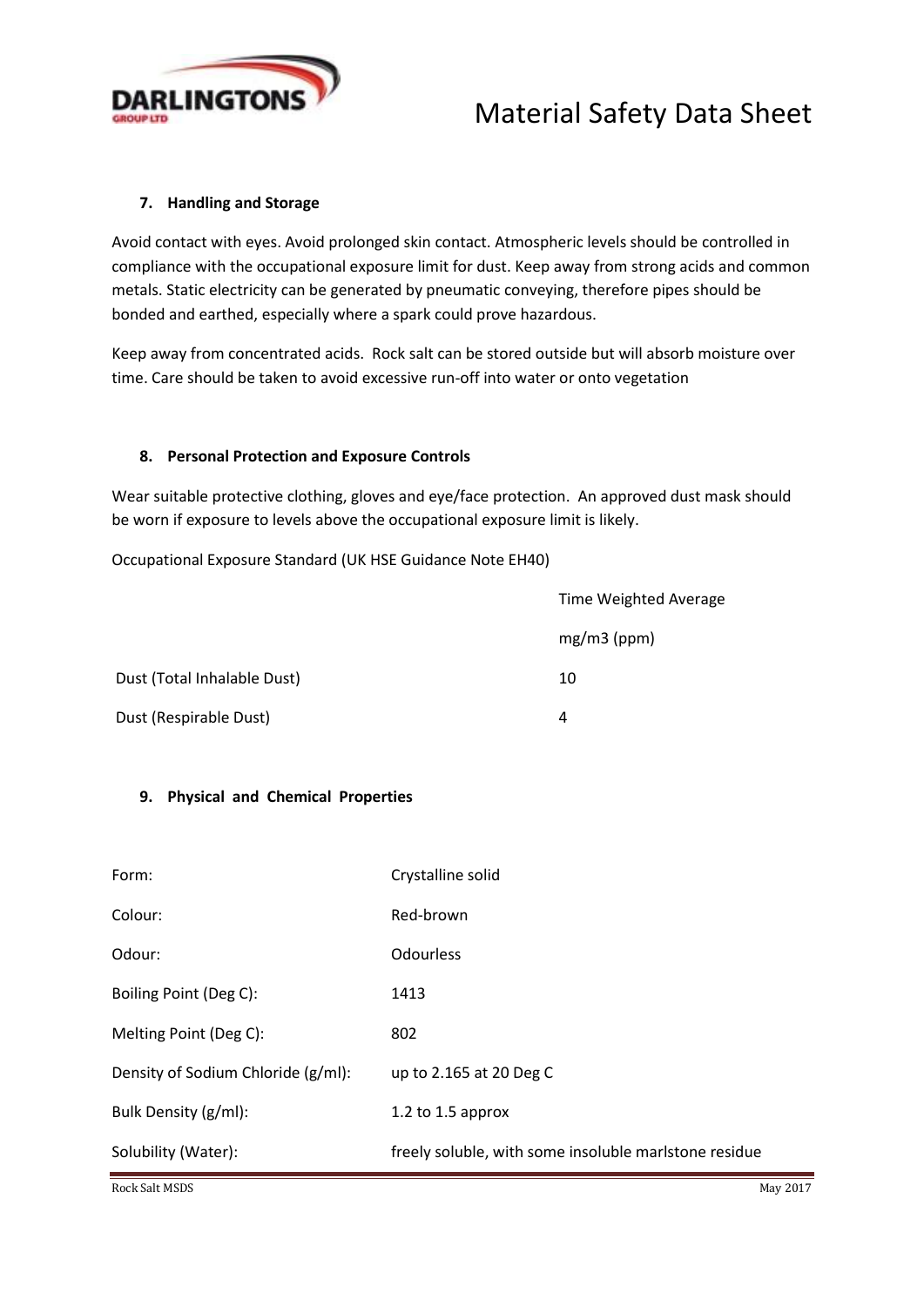## 7. Handling and Storage

Avoid contact with eyes. Avoid prolonged skin contact. Atmospheric levels should be controlled in compliance with the occupational exposure limit for dust. Keep away from strong acids and common metals. Static electricity can be generated by pneumatic conveying, therefore pipes should be bonded and earthed, especially where a spark could prove hazardous.

Keep away from concentrated acids. Rock salt can be stored outside but will absorb moisture over time. Care should be taken to avoid excessive run-off into water or onto vegetation

## 8. Personal Protection and Exposure Controls

Wear suitable protective clothing, gloves and eye/face protection. An approved dust mask should be worn if exposure to levels above the occupational exposure limit is likely.

Occupational Exposure Standard (UK HSE Guidance Note EH40)

| | Time Weighted Average |
|---|---|
| | mg/m3 (ppm) |
| Dust (Total Inhalable Dust) | 10 |
| Dust (Respirable Dust) | 4 |

## 9. Physical and Chemical Properties

| | |
|---|---|
| Form: | Crystalline solid |
| Colour: | Red-brown |
| Odour: | Odourless |
| Boiling Point (Deg C): | 1413 |
| Melting Point (Deg C): | 802 |
| Density of Sodium Chloride (g/ml): | up to 2.165 at 20 Deg C |
| Bulk Density (g/ml): | 1.2 to 1.5 approx |
| Solubility (Water): | freely soluble, with some insoluble marlstone residue |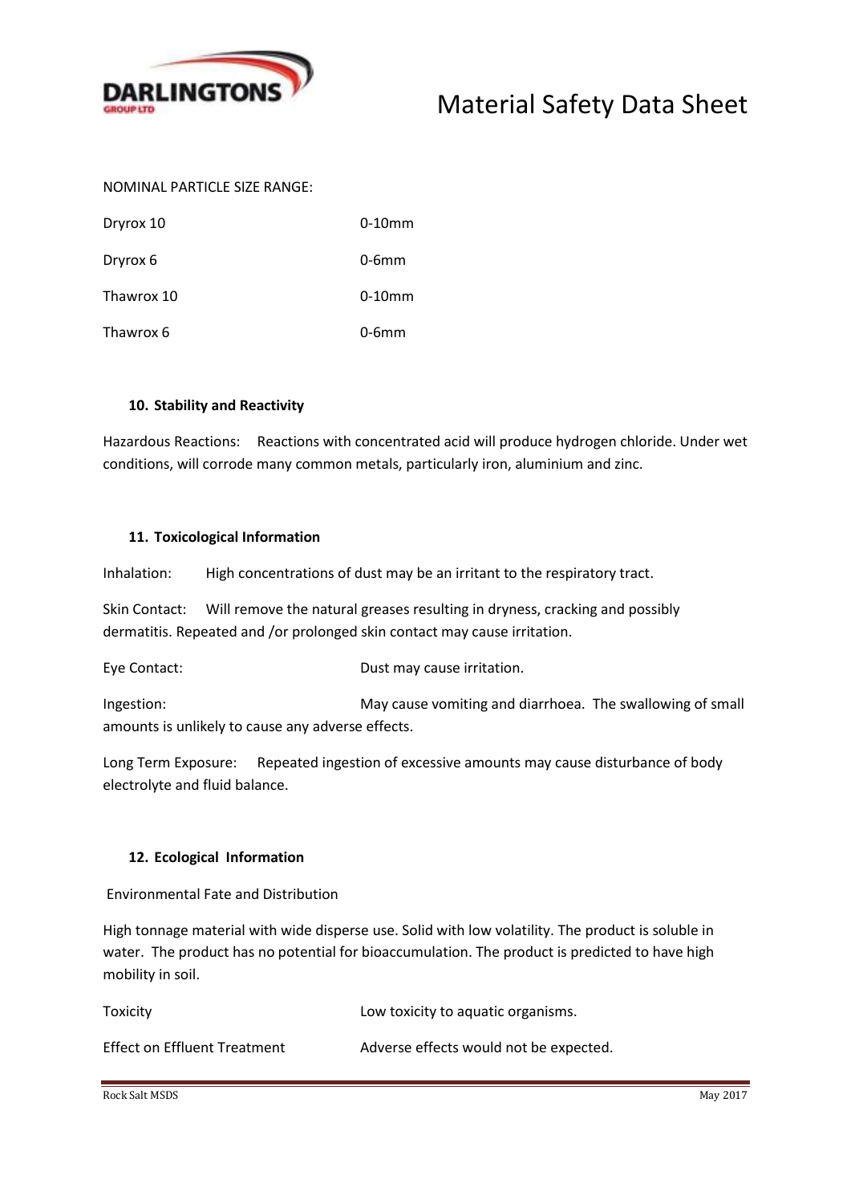NOMINAL PARTICLE SIZE RANGE:

| | |
|---|---|
| Dryrox 10 | 0-10mm |
| Dryrox 6 | 0-6mm |
| Thawrox 10 | 0-10mm |
| Thawrox 6 | 0-6mm |

### 10. Stability and Reactivity

Hazardous Reactions: Reactions with concentrated acid will produce hydrogen chloride. Under wet conditions, will corrode many common metals, particularly iron, aluminium and zinc.

### 11. Toxicological Information

Inhalation: High concentrations of dust may be an irritant to the respiratory tract.

Skin Contact: Will remove the natural greases resulting in dryness, cracking and possibly dermatitis. Repeated and /or prolonged skin contact may cause irritation.

Eye Contact: Dust may cause irritation.

Ingestion: May cause vomiting and diarrhoea. The swallowing of small amounts is unlikely to cause any adverse effects.

Long Term Exposure: Repeated ingestion of excessive amounts may cause disturbance of body electrolyte and fluid balance.

### 12. Ecological Information

Environmental Fate and Distribution

High tonnage material with wide disperse use. Solid with low volatility. The product is soluble in water. The product has no potential for bioaccumulation. The product is predicted to have high mobility in soil.

| | |
|---|---|
| Toxicity | Low toxicity to aquatic organisms. |
| Effect on Effluent Treatment | Adverse effects would not be expected. |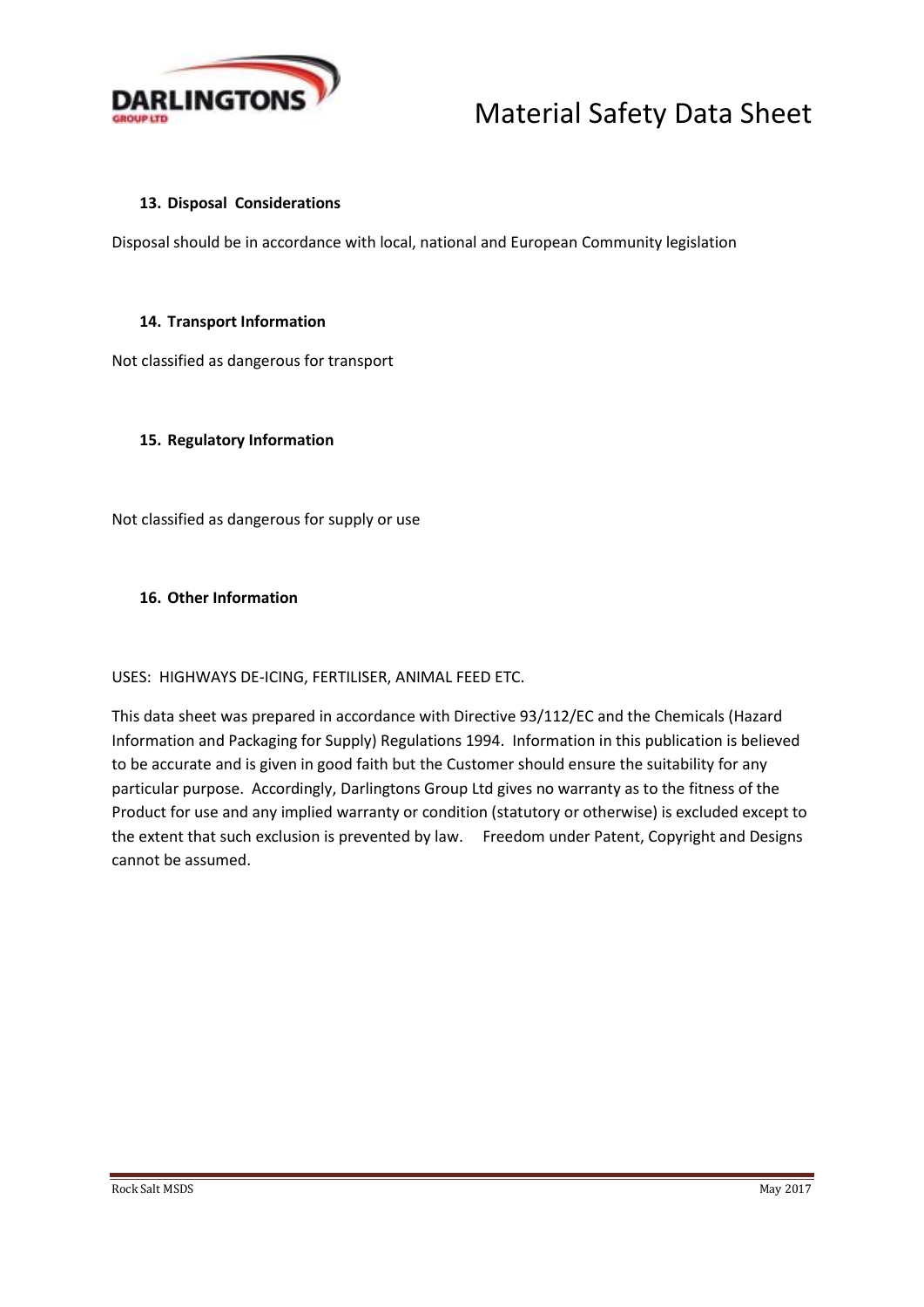### 13. Disposal Considerations

Disposal should be in accordance with local, national and European Community legislation

### 14. Transport Information

Not classified as dangerous for transport

### 15. Regulatory Information

Not classified as dangerous for supply or use

### 16. Other Information

USES: HIGHWAYS DE-ICING, FERTILISER, ANIMAL FEED ETC.

This data sheet was prepared in accordance with Directive 93/112/EC and the Chemicals (Hazard Information and Packaging for Supply) Regulations 1994. Information in this publication is believed to be accurate and is given in good faith but the Customer should ensure the suitability for any particular purpose. Accordingly, Darlingtons Group Ltd gives no warranty as to the fitness of the Product for use and any implied warranty or condition (statutory or otherwise) is excluded except to the extent that such exclusion is prevented by law. Freedom under Patent, Copyright and Designs cannot be assumed.